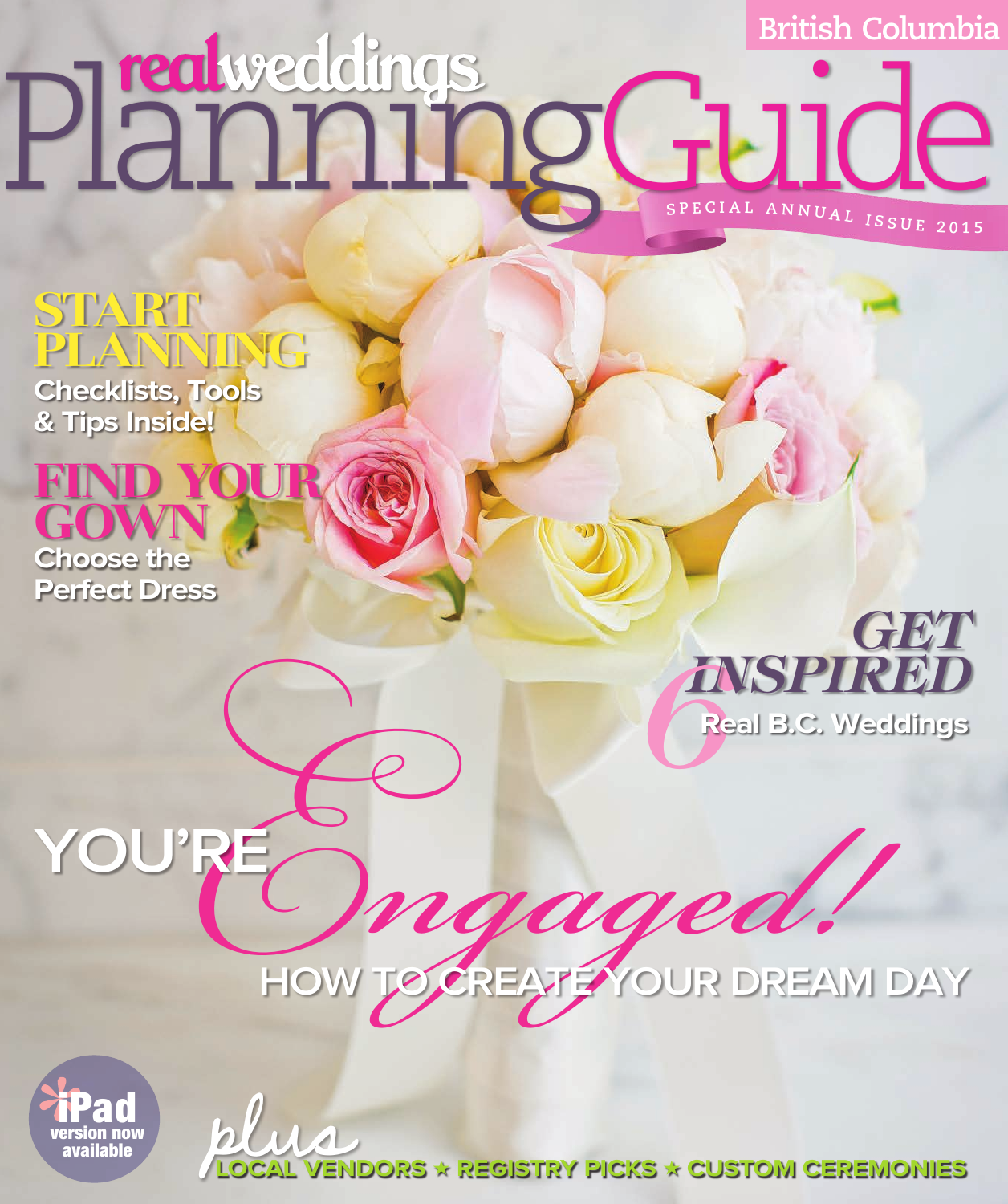British Columbia

# real weddings Planning Guide

SPECIAL ANNUAL ISSUE 2015

## START PLANNING

Checklists, Tools & Tips Inside!

## FIND YOUR GOWN

Choose the Perfect Dress

## GET INSPIRED

6 Real B.C. Weddings

# YOU'RE *Engaged!*

HOW TO CREATE YOUR DREAM DAY

iPad version now available

*plus* LOCAL VENDORS ★ REGISTRY PICKS ★ CUSTOM CEREMONIES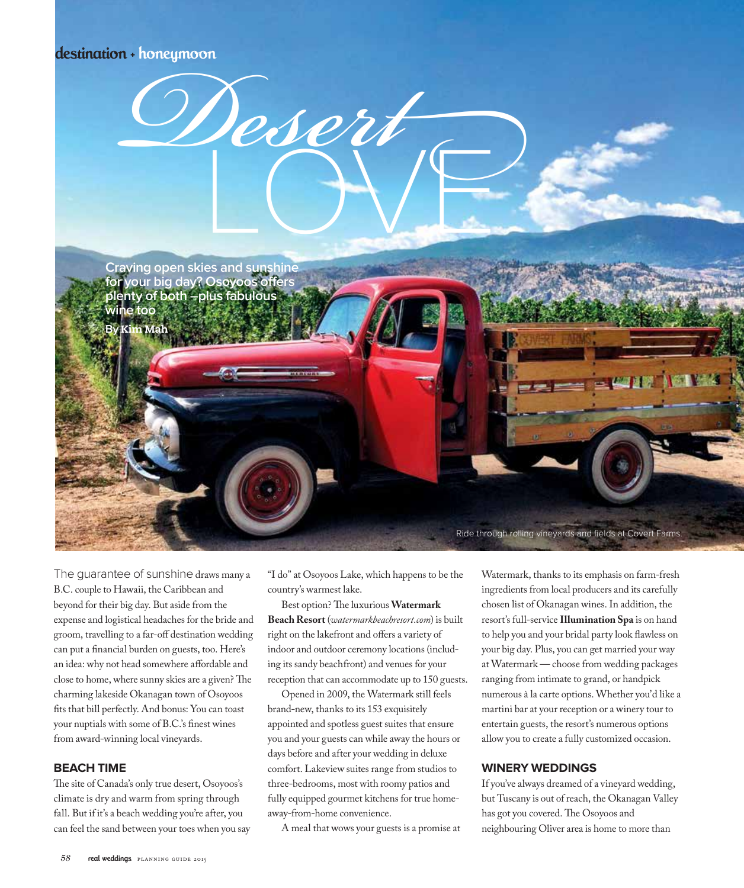destination + honeymoon

# Desert LOVE

**Craving open skies and sunshine for your big day? Osoyoos offers plenty of both —plus fabulous wine too**

**By Kim Mah**

Ride through rolling vineyards and fields at Covert Farms.

The guarantee of sunshine draws many a B.C. couple to Hawaii, the Caribbean and beyond for their big day. But aside from the expense and logistical headaches for the bride and groom, travelling to a far-off destination wedding can put a financial burden on guests, too. Here's an idea: why not head somewhere affordable and close to home, where sunny skies are a given? The charming lakeside Okanagan town of Osoyoos fits that bill perfectly. And bonus: You can toast your nuptials with some of B.C.'s finest wines from award-winning local vineyards.

## BEACH TIME

The site of Canada's only true desert, Osoyoos's climate is dry and warm from spring through fall. But if it's a beach wedding you're after, you can feel the sand between your toes when you say "I do" at Osoyoos Lake, which happens to be the country's warmest lake.

Best option? The luxurious **Watermark Beach Resort** (*watermarkbeachresort.com*) is built right on the lakefront and offers a variety of indoor and outdoor ceremony locations (including its sandy beachfront) and venues for your reception that can accommodate up to 150 guests.

Opened in 2009, the Watermark still feels brand-new, thanks to its 153 exquisitely appointed and spotless guest suites that ensure you and your guests can while away the hours or days before and after your wedding in deluxe comfort. Lakeview suites range from studios to three-bedrooms, most with roomy patios and fully equipped gourmet kitchens for true home-away-from-home convenience.

A meal that wows your guests is a promise at Watermark, thanks to its emphasis on farm-fresh ingredients from local producers and its carefully chosen list of Okanagan wines. In addition, the resort's full-service **Illumination Spa** is on hand to help you and your bridal party look flawless on your big day. Plus, you can get married your way at Watermark — choose from wedding packages ranging from intimate to grand, or handpick numerous à la carte options. Whether you'd like a martini bar at your reception or a winery tour to entertain guests, the resort's numerous options allow you to create a fully customized occasion.

## WINERY WEDDINGS

If you've always dreamed of a vineyard wedding, but Tuscany is out of reach, the Okanagan Valley has got you covered. The Osoyoos and neighbouring Oliver area is home to more than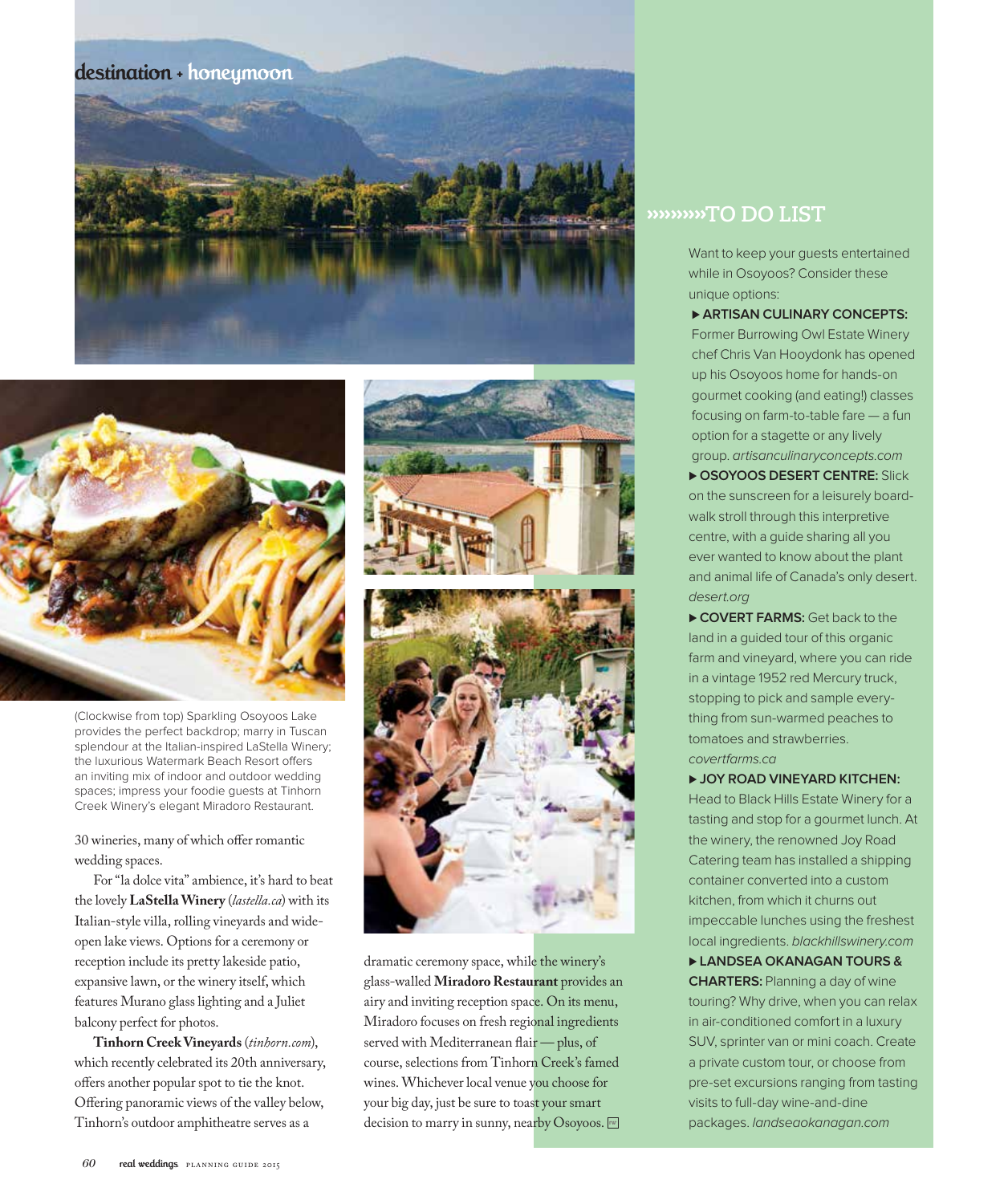destination + honeymoon

(Clockwise from top) Sparkling Osoyoos Lake provides the perfect backdrop; marry in Tuscan splendour at the Italian-inspired LaStella Winery; the luxurious Watermark Beach Resort offers an inviting mix of indoor and outdoor wedding spaces; impress your foodie guests at Tinhorn Creek Winery's elegant Miradoro Restaurant.

30 wineries, many of which offer romantic wedding spaces.

For "la dolce vita" ambience, it's hard to beat the lovely **LaStella Winery** (*lastella.ca*) with its Italian-style villa, rolling vineyards and wide-open lake views. Options for a ceremony or reception include its pretty lakeside patio, expansive lawn, or the winery itself, which features Murano glass lighting and a Juliet balcony perfect for photos.

**Tinhorn Creek Vineyards** (*tinhorn.com*), which recently celebrated its 20th anniversary, offers another popular spot to tie the knot. Offering panoramic views of the valley below, Tinhorn's outdoor amphitheatre serves as a dramatic ceremony space, while the winery's glass-walled **Miradoro Restaurant** provides an airy and inviting reception space. On its menu, Miradoro focuses on fresh regional ingredients served with Mediterranean flair — plus, of course, selections from Tinhorn Creek's famed wines. Whichever local venue you choose for your big day, just be sure to toast your smart decision to marry in sunny, nearby Osoyoos.

## »»»»»TO DO LIST

Want to keep your guests entertained while in Osoyoos? Consider these unique options:

▶ **ARTISAN CULINARY CONCEPTS:** Former Burrowing Owl Estate Winery chef Chris Van Hooydonk has opened up his Osoyoos home for hands-on gourmet cooking (and eating!) classes focusing on farm-to-table fare — a fun option for a stagette or any lively group. *artisanculinaryconcepts.com*

▶ **OSOYOOS DESERT CENTRE:** Slick on the sunscreen for a leisurely board-walk stroll through this interpretive centre, with a guide sharing all you ever wanted to know about the plant and animal life of Canada's only desert. *desert.org*

▶ **COVERT FARMS:** Get back to the land in a guided tour of this organic farm and vineyard, where you can ride in a vintage 1952 red Mercury truck, stopping to pick and sample every-thing from sun-warmed peaches to tomatoes and strawberries. *covertfarms.ca*

▶ **JOY ROAD VINEYARD KITCHEN:** Head to Black Hills Estate Winery for a tasting and stop for a gourmet lunch. At the winery, the renowned Joy Road Catering team has installed a shipping container converted into a custom kitchen, from which it churns out impeccable lunches using the freshest local ingredients. *blackhillswinery.com*

▶ **LANDSEA OKANAGAN TOURS & CHARTERS:** Planning a day of wine touring? Why drive, when you can relax in air-conditioned comfort in a luxury SUV, sprinter van or mini coach. Create a private custom tour, or choose from pre-set excursions ranging from tasting visits to full-day wine-and-dine packages. *landseaokanagan.com*